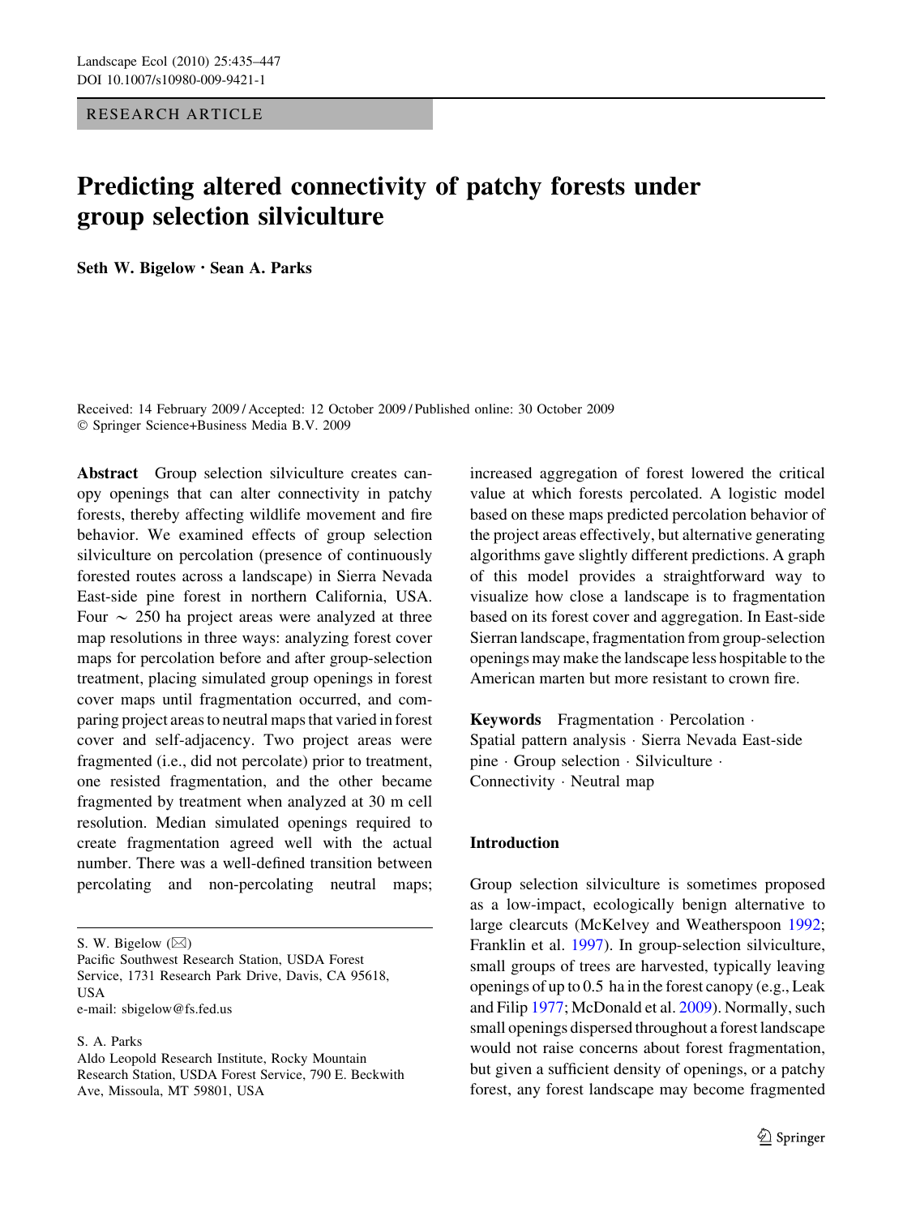RESEARCH ARTICLE

# Predicting altered connectivity of patchy forests under group selection silviculture

**Seth W. Bigelow · Sean A. Parks**

Received: 14 February 2009 / Accepted: 12 October 2009 / Published online: 30 October 2009
© Springer Science+Business Media B.V. 2009

**Abstract** Group selection silviculture creates canopy openings that can alter connectivity in patchy forests, thereby affecting wildlife movement and fire behavior. We examined effects of group selection silviculture on percolation (presence of continuously forested routes across a landscape) in Sierra Nevada East-side pine forest in northern California, USA. Four ~ 250 ha project areas were analyzed at three map resolutions in three ways: analyzing forest cover maps for percolation before and after group-selection treatment, placing simulated group openings in forest cover maps until fragmentation occurred, and comparing project areas to neutral maps that varied in forest cover and self-adjacency. Two project areas were fragmented (i.e., did not percolate) prior to treatment, one resisted fragmentation, and the other became fragmented by treatment when analyzed at 30 m cell resolution. Median simulated openings required to create fragmentation agreed well with the actual number. There was a well-defined transition between percolating and non-percolating neutral maps; increased aggregation of forest lowered the critical value at which forests percolated. A logistic model based on these maps predicted percolation behavior of the project areas effectively, but alternative generating algorithms gave slightly different predictions. A graph of this model provides a straightforward way to visualize how close a landscape is to fragmentation based on its forest cover and aggregation. In East-side Sierran landscape, fragmentation from group-selection openings may make the landscape less hospitable to the American marten but more resistant to crown fire.

**Keywords** Fragmentation · Percolation · Spatial pattern analysis · Sierra Nevada East-side pine · Group selection · Silviculture · Connectivity · Neutral map

S. W. Bigelow (✉)
Pacific Southwest Research Station, USDA Forest Service, 1731 Research Park Drive, Davis, CA 95618, USA
e-mail: sbigelow@fs.fed.us

S. A. Parks
Aldo Leopold Research Institute, Rocky Mountain Research Station, USDA Forest Service, 790 E. Beckwith Ave, Missoula, MT 59801, USA

## Introduction

Group selection silviculture is sometimes proposed as a low-impact, ecologically benign alternative to large clearcuts (McKelvey and Weatherspoon 1992; Franklin et al. 1997). In group-selection silviculture, small groups of trees are harvested, typically leaving openings of up to 0.5 ha in the forest canopy (e.g., Leak and Filip 1977; McDonald et al. 2009). Normally, such small openings dispersed throughout a forest landscape would not raise concerns about forest fragmentation, but given a sufficient density of openings, or a patchy forest, any forest landscape may become fragmented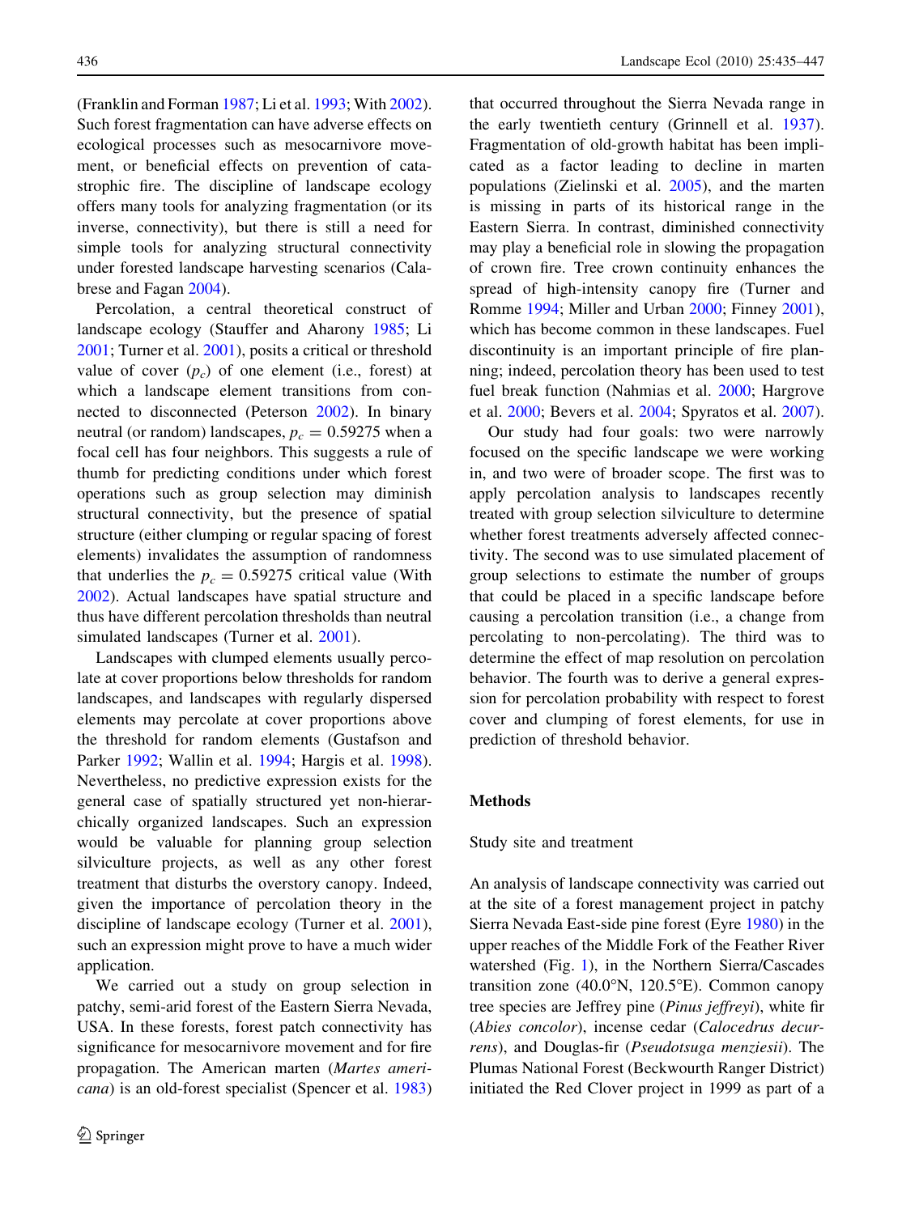(Franklin and Forman 1987; Li et al. 1993; With 2002). Such forest fragmentation can have adverse effects on ecological processes such as mesocarnivore movement, or beneficial effects on prevention of catastrophic fire. The discipline of landscape ecology offers many tools for analyzing fragmentation (or its inverse, connectivity), but there is still a need for simple tools for analyzing structural connectivity under forested landscape harvesting scenarios (Calabrese and Fagan 2004).

Percolation, a central theoretical construct of landscape ecology (Stauffer and Aharony 1985; Li 2001; Turner et al. 2001), posits a critical or threshold value of cover ($p_c$) of one element (i.e., forest) at which a landscape element transitions from connected to disconnected (Peterson 2002). In binary neutral (or random) landscapes, $p_c = 0.59275$ when a focal cell has four neighbors. This suggests a rule of thumb for predicting conditions under which forest operations such as group selection may diminish structural connectivity, but the presence of spatial structure (either clumping or regular spacing of forest elements) invalidates the assumption of randomness that underlies the $p_c = 0.59275$ critical value (With 2002). Actual landscapes have spatial structure and thus have different percolation thresholds than neutral simulated landscapes (Turner et al. 2001).

Landscapes with clumped elements usually percolate at cover proportions below thresholds for random landscapes, and landscapes with regularly dispersed elements may percolate at cover proportions above the threshold for random elements (Gustafson and Parker 1992; Wallin et al. 1994; Hargis et al. 1998). Nevertheless, no predictive expression exists for the general case of spatially structured yet non-hierarchically organized landscapes. Such an expression would be valuable for planning group selection silviculture projects, as well as any other forest treatment that disturbs the overstory canopy. Indeed, given the importance of percolation theory in the discipline of landscape ecology (Turner et al. 2001), such an expression might prove to have a much wider application.

We carried out a study on group selection in patchy, semi-arid forest of the Eastern Sierra Nevada, USA. In these forests, forest patch connectivity has significance for mesocarnivore movement and for fire propagation. The American marten (*Martes americana*) is an old-forest specialist (Spencer et al. 1983) that occurred throughout the Sierra Nevada range in the early twentieth century (Grinnell et al. 1937). Fragmentation of old-growth habitat has been implicated as a factor leading to decline in marten populations (Zielinski et al. 2005), and the marten is missing in parts of its historical range in the Eastern Sierra. In contrast, diminished connectivity may play a beneficial role in slowing the propagation of crown fire. Tree crown continuity enhances the spread of high-intensity canopy fire (Turner and Romme 1994; Miller and Urban 2000; Finney 2001), which has become common in these landscapes. Fuel discontinuity is an important principle of fire planning; indeed, percolation theory has been used to test fuel break function (Nahmias et al. 2000; Hargrove et al. 2000; Bevers et al. 2004; Spyratos et al. 2007).

Our study had four goals: two were narrowly focused on the specific landscape we were working in, and two were of broader scope. The first was to apply percolation analysis to landscapes recently treated with group selection silviculture to determine whether forest treatments adversely affected connectivity. The second was to use simulated placement of group selections to estimate the number of groups that could be placed in a specific landscape before causing a percolation transition (i.e., a change from percolating to non-percolating). The third was to determine the effect of map resolution on percolation behavior. The fourth was to derive a general expression for percolation probability with respect to forest cover and clumping of forest elements, for use in prediction of threshold behavior.

## Methods

### Study site and treatment

An analysis of landscape connectivity was carried out at the site of a forest management project in patchy Sierra Nevada East-side pine forest (Eyre 1980) in the upper reaches of the Middle Fork of the Feather River watershed (Fig. 1), in the Northern Sierra/Cascades transition zone (40.0°N, 120.5°E). Common canopy tree species are Jeffrey pine (*Pinus jeffreyi*), white fir (*Abies concolor*), incense cedar (*Calocedrus decurrens*), and Douglas-fir (*Pseudotsuga menziesii*). The Plumas National Forest (Beckwourth Ranger District) initiated the Red Clover project in 1999 as part of a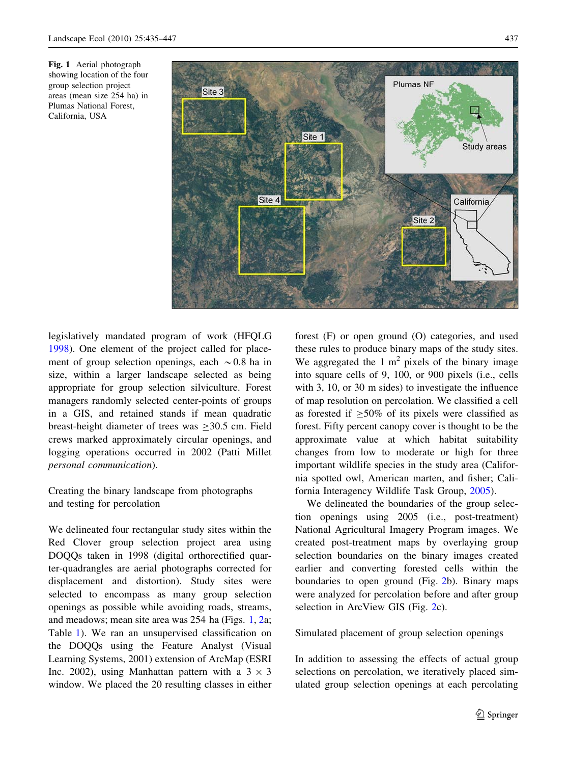**Fig. 1** Aerial photograph showing location of the four group selection project areas (mean size 254 ha) in Plumas National Forest, California, USA

legislatively mandated program of work (HFQLG 1998). One element of the project called for placement of group selection openings, each ~0.8 ha in size, within a larger landscape selected as being appropriate for group selection silviculture. Forest managers randomly selected center-points of groups in a GIS, and retained stands if mean quadratic breast-height diameter of trees was ≥30.5 cm. Field crews marked approximately circular openings, and logging operations occurred in 2002 (Patti Millet *personal communication*).

## Creating the binary landscape from photographs and testing for percolation

We delineated four rectangular study sites within the Red Clover group selection project area using DOQQs taken in 1998 (digital orthorectified quarter-quadrangles are aerial photographs corrected for displacement and distortion). Study sites were selected to encompass as many group selection openings as possible while avoiding roads, streams, and meadows; mean site area was 254 ha (Figs. 1, 2a; Table 1). We ran an unsupervised classification on the DOQQs using the Feature Analyst (Visual Learning Systems, 2001) extension of ArcMap (ESRI Inc. 2002), using Manhattan pattern with a 3 × 3 window. We placed the 20 resulting classes in either forest (F) or open ground (O) categories, and used these rules to produce binary maps of the study sites. We aggregated the 1 $m^2$ pixels of the binary image into square cells of 9, 100, or 900 pixels (i.e., cells with 3, 10, or 30 m sides) to investigate the influence of map resolution on percolation. We classified a cell as forested if ≥50% of its pixels were classified as forest. Fifty percent canopy cover is thought to be the approximate value at which habitat suitability changes from low to moderate or high for three important wildlife species in the study area (California spotted owl, American marten, and fisher; California Interagency Wildlife Task Group, 2005).

We delineated the boundaries of the group selection openings using 2005 (i.e., post-treatment) National Agricultural Imagery Program images. We created post-treatment maps by overlaying group selection boundaries on the binary images created earlier and converting forested cells within the boundaries to open ground (Fig. 2b). Binary maps were analyzed for percolation before and after group selection in ArcView GIS (Fig. 2c).

## Simulated placement of group selection openings

In addition to assessing the effects of actual group selections on percolation, we iteratively placed simulated group selection openings at each percolating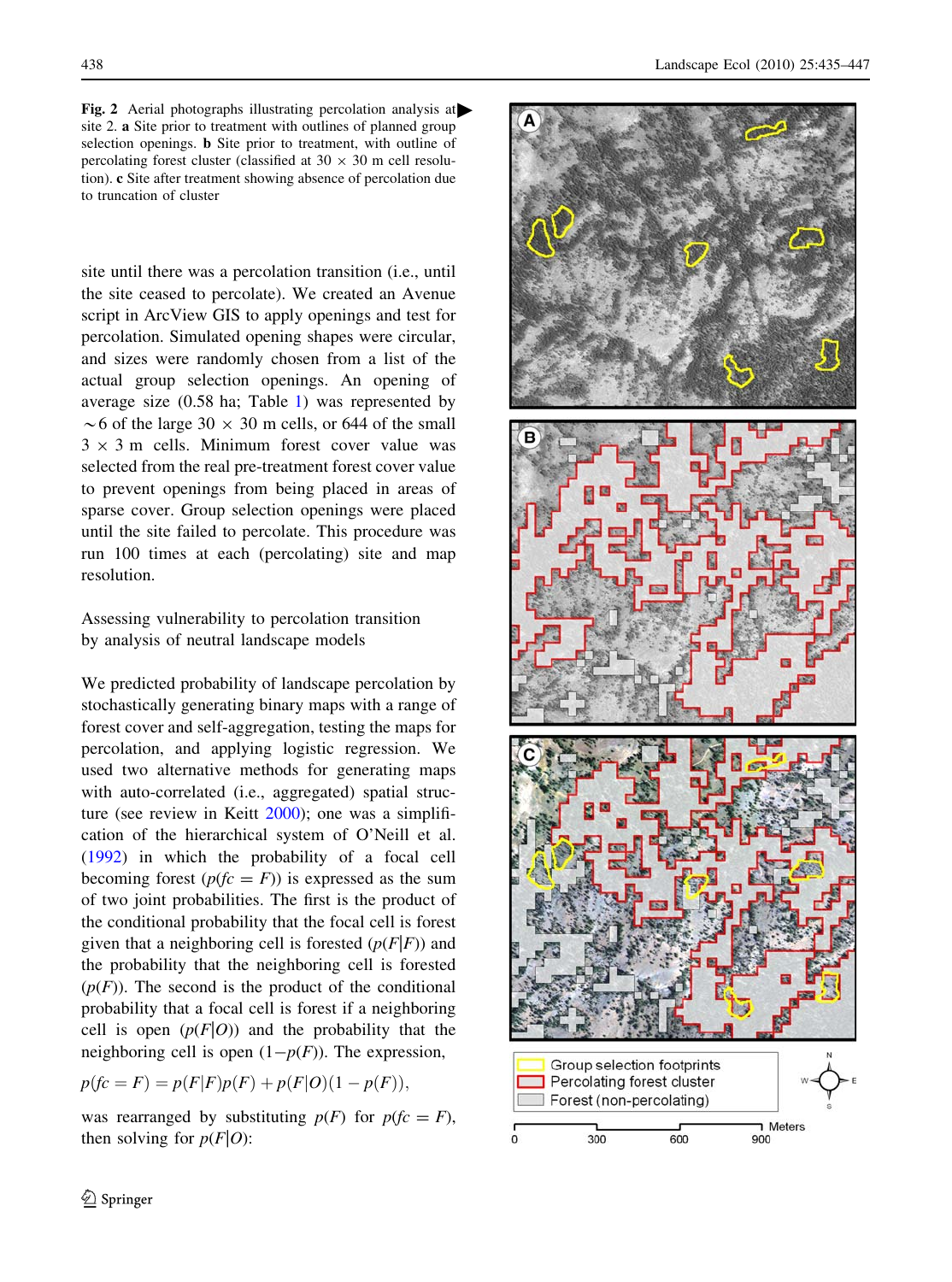**Fig. 2** Aerial photographs illustrating percolation analysis at site 2. **a** Site prior to treatment with outlines of planned group selection openings. **b** Site prior to treatment, with outline of percolating forest cluster (classified at 30 × 30 m cell resolution). **c** Site after treatment showing absence of percolation due to truncation of cluster

site until there was a percolation transition (i.e., until the site ceased to percolate). We created an Avenue script in ArcView GIS to apply openings and test for percolation. Simulated opening shapes were circular, and sizes were randomly chosen from a list of the actual group selection openings. An opening of average size (0.58 ha; Table 1) was represented by ~6 of the large 30 × 30 m cells, or 644 of the small 3 × 3 m cells. Minimum forest cover value was selected from the real pre-treatment forest cover value to prevent openings from being placed in areas of sparse cover. Group selection openings were placed until the site failed to percolate. This procedure was run 100 times at each (percolating) site and map resolution.

### Assessing vulnerability to percolation transition by analysis of neutral landscape models

We predicted probability of landscape percolation by stochastically generating binary maps with a range of forest cover and self-aggregation, testing the maps for percolation, and applying logistic regression. We used two alternative methods for generating maps with auto-correlated (i.e., aggregated) spatial structure (see review in Keitt 2000); one was a simplification of the hierarchical system of O'Neill et al. (1992) in which the probability of a focal cell becoming forest ($p(fc = F)$) is expressed as the sum of two joint probabilities. The first is the product of the conditional probability that the focal cell is forest given that a neighboring cell is forested ($p(F|F)$) and the probability that the neighboring cell is forested ($p(F)$). The second is the product of the conditional probability that a focal cell is forest if a neighboring cell is open ($p(F|O)$) and the probability that the neighboring cell is open ($1-p(F)$). The expression,

$$p(fc = F) = p(F|F)p(F) + p(F|O)(1 - p(F)),$$

was rearranged by substituting $p(F)$ for $p(fc = F)$, then solving for $p(F|O)$: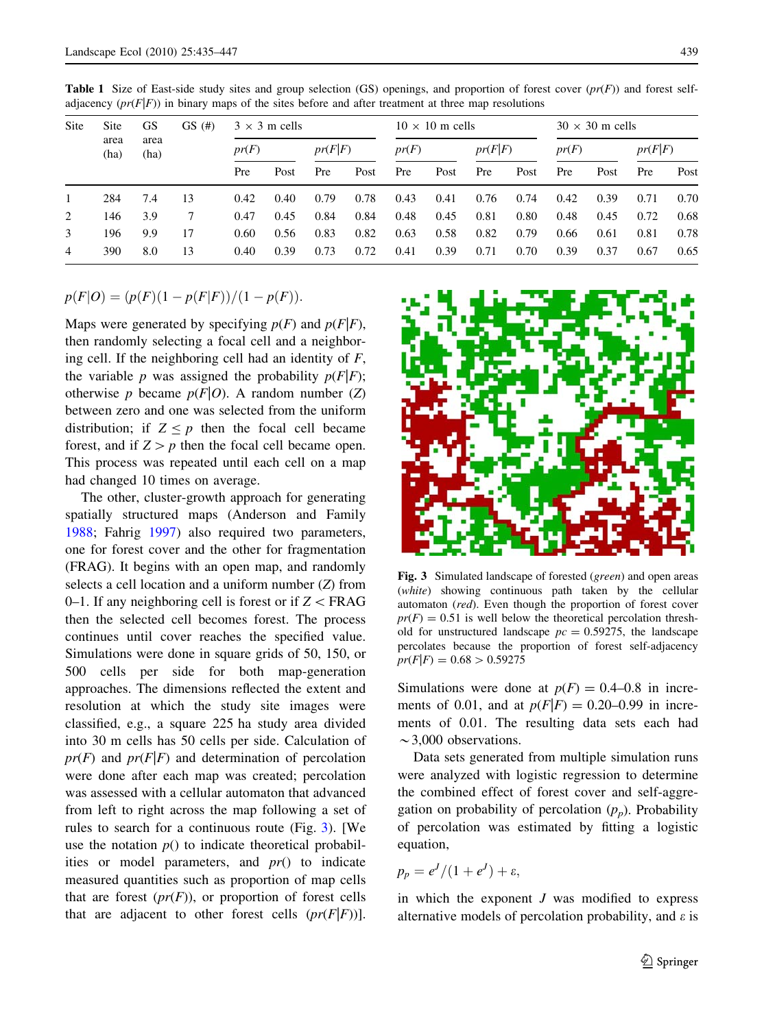**Table 1** Size of East-side study sites and group selection (GS) openings, and proportion of forest cover ($pr(F)$) and forest self-adjacency ($pr(F|F)$) in binary maps of the sites before and after treatment at three map resolutions

| Site | Site area (ha) | GS area (ha) | GS (#) | 3 × 3 m cells | | | | 10 × 10 m cells | | | | 30 × 30 m cells | | | |
|---|---|---|---|---|---|---|---|---|---|---|---|---|---|---|---|
| | | | | $pr(F)$ | | $pr(F\|F)$ | | $pr(F)$ | | $pr(F\|F)$ | | $pr(F)$ | | $pr(F\|F)$ | |
| | | | | Pre | Post | Pre | Post | Pre | Post | Pre | Post | Pre | Post | Pre | Post |
| 1 | 284 | 7.4 | 13 | 0.42 | 0.40 | 0.79 | 0.78 | 0.43 | 0.41 | 0.76 | 0.74 | 0.42 | 0.39 | 0.71 | 0.70 |
| 2 | 146 | 3.9 | 7 | 0.47 | 0.45 | 0.84 | 0.84 | 0.48 | 0.45 | 0.81 | 0.80 | 0.48 | 0.45 | 0.72 | 0.68 |
| 3 | 196 | 9.9 | 17 | 0.60 | 0.56 | 0.83 | 0.82 | 0.63 | 0.58 | 0.82 | 0.79 | 0.66 | 0.61 | 0.81 | 0.78 |
| 4 | 390 | 8.0 | 13 | 0.40 | 0.39 | 0.73 | 0.72 | 0.41 | 0.39 | 0.71 | 0.70 | 0.39 | 0.37 | 0.67 | 0.65 |

$$p(F|O) = (p(F)(1 - p(F|F))/(1 - p(F)).$$

Maps were generated by specifying $p(F)$ and $p(F|F)$, then randomly selecting a focal cell and a neighboring cell. If the neighboring cell had an identity of $F$, the variable $p$ was assigned the probability $p(F|F)$; otherwise $p$ became $p(F|O)$. A random number ($Z$) between zero and one was selected from the uniform distribution; if $Z \leq p$ then the focal cell became forest, and if $Z > p$ then the focal cell became open. This process was repeated until each cell on a map had changed 10 times on average.

The other, cluster-growth approach for generating spatially structured maps (Anderson and Family 1988; Fahrig 1997) also required two parameters, one for forest cover and the other for fragmentation (FRAG). It begins with an open map, and randomly selects a cell location and a uniform number ($Z$) from 0–1. If any neighboring cell is forest or if $Z <$ FRAG then the selected cell becomes forest. The process continues until cover reaches the specified value. Simulations were done in square grids of 50, 150, or 500 cells per side for both map-generation approaches. The dimensions reflected the extent and resolution at which the study site images were classified, e.g., a square 225 ha study area divided into 30 m cells has 50 cells per side. Calculation of $pr(F)$ and $pr(F|F)$ and determination of percolation were done after each map was created; percolation was assessed with a cellular automaton that advanced from left to right across the map following a set of rules to search for a continuous route (Fig. 3). [We use the notation $p()$ to indicate theoretical probabilities or model parameters, and $pr()$ to indicate measured quantities such as proportion of map cells that are forest ($pr(F)$), or proportion of forest cells that are adjacent to other forest cells ($pr(F|F)$)].

**Fig. 3** Simulated landscape of forested (*green*) and open areas (*white*) showing continuous path taken by the cellular automaton (*red*). Even though the proportion of forest cover $pr(F) = 0.51$ is well below the theoretical percolation threshold for unstructured landscape $pc = 0.59275$, the landscape percolates because the proportion of forest self-adjacency $pr(F|F) = 0.68 > 0.59275$

Simulations were done at $p(F) = 0.4$–$0.8$ in increments of 0.01, and at $p(F|F) = 0.20$–$0.99$ in increments of 0.01. The resulting data sets each had ~3,000 observations.

Data sets generated from multiple simulation runs were analyzed with logistic regression to determine the combined effect of forest cover and self-aggregation on probability of percolation ($p_p$). Probability of percolation was estimated by fitting a logistic equation,

$$p_p = e^J/(1 + e^J) + \varepsilon,$$

in which the exponent $J$ was modified to express alternative models of percolation probability, and $\varepsilon$ is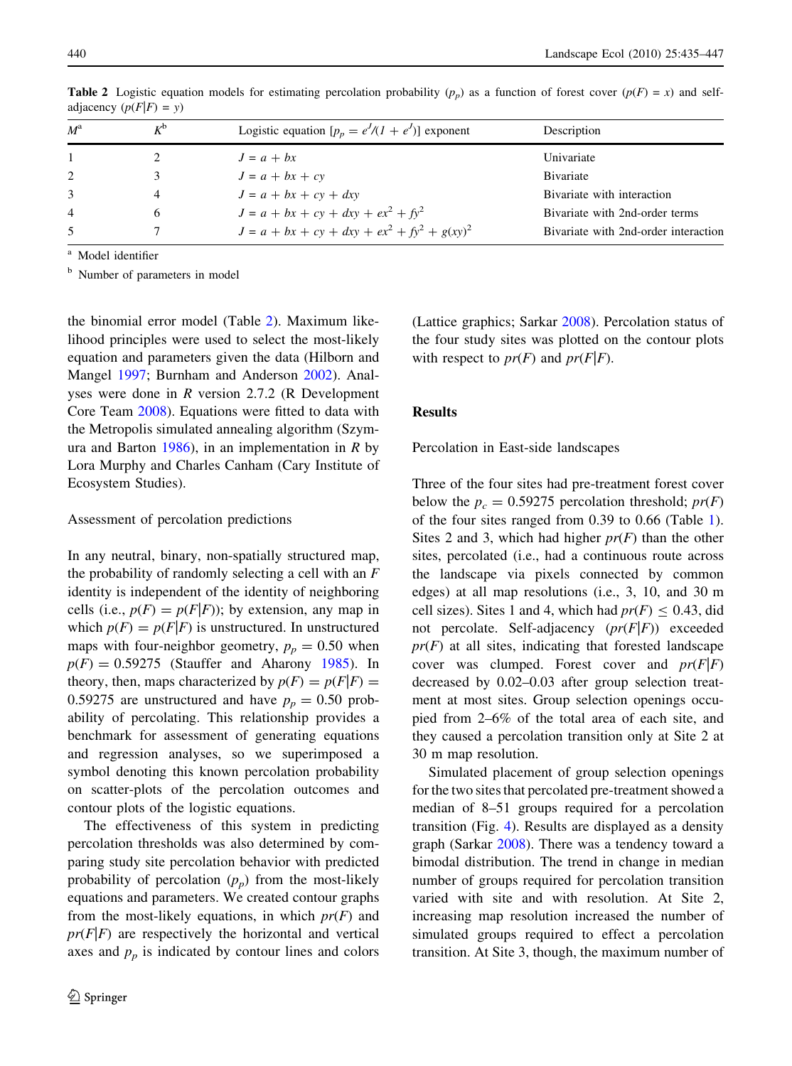**Table 2** Logistic equation models for estimating percolation probability ($p_p$) as a function of forest cover ($p(F) = x$) and self-adjacency ($p(F|F) = y$)

| $M$[a] | $K$[b] | Logistic equation [$p_p = e^J/(1 + e^J)$] exponent | Description |
|---|---|---|---|
| 1 | 2 | $J = a + bx$ | Univariate |
| 2 | 3 | $J = a + bx + cy$ | Bivariate |
| 3 | 4 | $J = a + bx + cy + dxy$ | Bivariate with interaction |
| 4 | 6 | $J = a + bx + cy + dxy + ex^2 + fy^2$ | Bivariate with 2nd-order terms |
| 5 | 7 | $J = a + bx + cy + dxy + ex^2 + fy^2 + g(xy)^2$ | Bivariate with 2nd-order interaction |

[a] Model identifier

[b] Number of parameters in model

the binomial error model (Table 2). Maximum likelihood principles were used to select the most-likely equation and parameters given the data (Hilborn and Mangel 1997; Burnham and Anderson 2002). Analyses were done in *R* version 2.7.2 (R Development Core Team 2008). Equations were fitted to data with the Metropolis simulated annealing algorithm (Szymura and Barton 1986), in an implementation in *R* by Lora Murphy and Charles Canham (Cary Institute of Ecosystem Studies).

### Assessment of percolation predictions

In any neutral, binary, non-spatially structured map, the probability of randomly selecting a cell with an *F* identity is independent of the identity of neighboring cells (i.e., $p(F) = p(F|F)$); by extension, any map in which $p(F) = p(F|F)$ is unstructured. In unstructured maps with four-neighbor geometry, $p_p = 0.50$ when $p(F) = 0.59275$ (Stauffer and Aharony 1985). In theory, then, maps characterized by $p(F) = p(F|F) = 0.59275$ are unstructured and have $p_p = 0.50$ probability of percolating. This relationship provides a benchmark for assessment of generating equations and regression analyses, so we superimposed a symbol denoting this known percolation probability on scatter-plots of the percolation outcomes and contour plots of the logistic equations.

The effectiveness of this system in predicting percolation thresholds was also determined by comparing study site percolation behavior with predicted probability of percolation ($p_p$) from the most-likely equations and parameters. We created contour graphs from the most-likely equations, in which $pr(F)$ and $pr(F|F)$ are respectively the horizontal and vertical axes and $p_p$ is indicated by contour lines and colors (Lattice graphics; Sarkar 2008). Percolation status of the four study sites was plotted on the contour plots with respect to $pr(F)$ and $pr(F|F)$.

## Results

### Percolation in East-side landscapes

Three of the four sites had pre-treatment forest cover below the $p_c = 0.59275$ percolation threshold; $pr(F)$ of the four sites ranged from 0.39 to 0.66 (Table 1). Sites 2 and 3, which had higher $pr(F)$ than the other sites, percolated (i.e., had a continuous route across the landscape via pixels connected by common edges) at all map resolutions (i.e., 3, 10, and 30 m cell sizes). Sites 1 and 4, which had $pr(F) \leq 0.43$, did not percolate. Self-adjacency ($pr(F|F)$) exceeded $pr(F)$ at all sites, indicating that forested landscape cover was clumped. Forest cover and $pr(F|F)$ decreased by 0.02–0.03 after group selection treatment at most sites. Group selection openings occupied from 2–6% of the total area of each site, and they caused a percolation transition only at Site 2 at 30 m map resolution.

Simulated placement of group selection openings for the two sites that percolated pre-treatment showed a median of 8–51 groups required for a percolation transition (Fig. 4). Results are displayed as a density graph (Sarkar 2008). There was a tendency toward a bimodal distribution. The trend in change in median number of groups required for percolation transition varied with site and with resolution. At Site 2, increasing map resolution increased the number of simulated groups required to effect a percolation transition. At Site 3, though, the maximum number of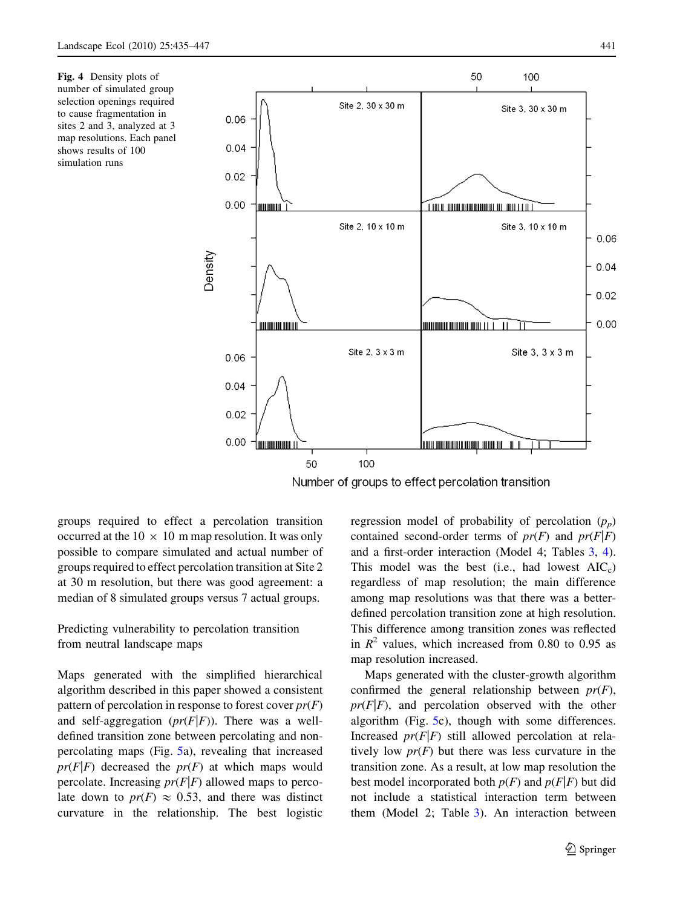Fig. 4 Density plots of number of simulated group selection openings required to cause fragmentation in sites 2 and 3, analyzed at 3 map resolutions. Each panel shows results of 100 simulation runs

groups required to effect a percolation transition occurred at the 10 × 10 m map resolution. It was only possible to compare simulated and actual number of groups required to effect percolation transition at Site 2 at 30 m resolution, but there was good agreement: a median of 8 simulated groups versus 7 actual groups.

## Predicting vulnerability to percolation transition from neutral landscape maps

Maps generated with the simplified hierarchical algorithm described in this paper showed a consistent pattern of percolation in response to forest cover $pr(F)$ and self-aggregation ($pr(F|F)$). There was a well-defined transition zone between percolating and non-percolating maps (Fig. 5a), revealing that increased $pr(F|F)$ decreased the $pr(F)$ at which maps would percolate. Increasing $pr(F|F)$ allowed maps to percolate down to $pr(F) \approx 0.53$, and there was distinct curvature in the relationship. The best logistic regression model of probability of percolation ($p_p$) contained second-order terms of $pr(F)$ and $pr(F|F)$ and a first-order interaction (Model 4; Tables 3, 4). This model was the best (i.e., had lowest $AIC_c$) regardless of map resolution; the main difference among map resolutions was that there was a better-defined percolation transition zone at high resolution. This difference among transition zones was reflected in $R^2$ values, which increased from 0.80 to 0.95 as map resolution increased.

Maps generated with the cluster-growth algorithm confirmed the general relationship between $pr(F)$, $pr(F|F)$, and percolation observed with the other algorithm (Fig. 5c), though with some differences. Increased $pr(F|F)$ still allowed percolation at relatively low $pr(F)$ but there was less curvature in the transition zone. As a result, at low map resolution the best model incorporated both $p(F)$ and $p(F|F)$ but did not include a statistical interaction term between them (Model 2; Table 3). An interaction between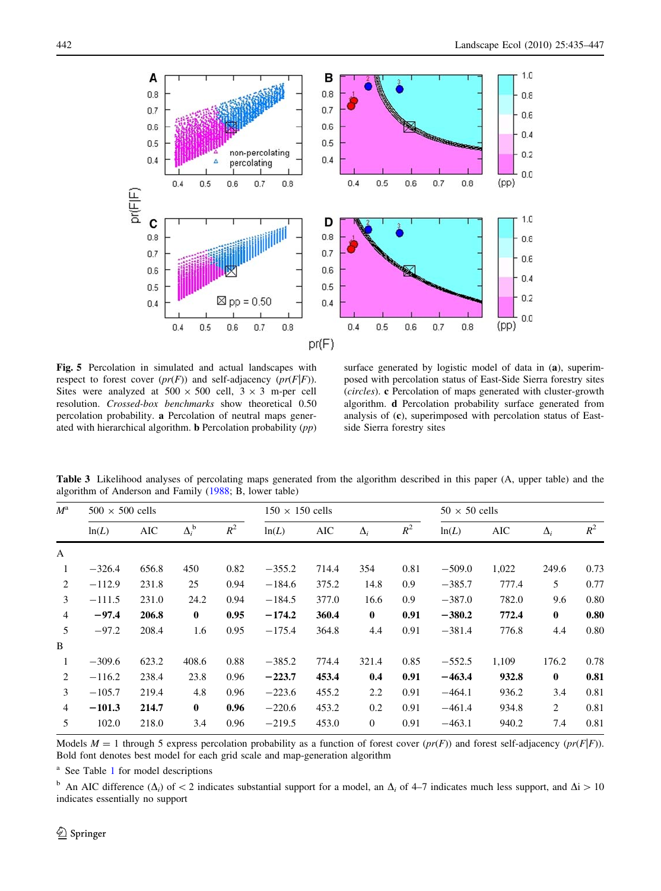**Fig. 5** Percolation in simulated and actual landscapes with respect to forest cover (*pr*(*F*)) and self-adjacency (*pr*(*F*|*F*)). Sites were analyzed at 500 × 500 cell, 3 × 3 m-per cell resolution. *Crossed-box benchmarks* show theoretical 0.50 percolation probability. **a** Percolation of neutral maps generated with hierarchical algorithm. **b** Percolation probability (*pp*) surface generated by logistic model of data in (**a**), superimposed with percolation status of East-Side Sierra forestry sites (*circles*). **c** Percolation of maps generated with cluster-growth algorithm. **d** Percolation probability surface generated from analysis of (**c**), superimposed with percolation status of East-side Sierra forestry sites

**Table 3** Likelihood analyses of percolating maps generated from the algorithm described in this paper (A, upper table) and the algorithm of Anderson and Family (1988; B, lower table)

| $M$[a] | 500 × 500 cells | | | | 150 × 150 cells | | | | 50 × 50 cells | | | |
|---|---|---|---|---|---|---|---|---|---|---|---|---|
| | ln(*L*) | AIC | $\Delta_i$[b] | $R^2$ | ln(*L*) | AIC | $\Delta_i$ | $R^2$ | ln(*L*) | AIC | $\Delta_i$ | $R^2$ |
| A | | | | | | | | | | | | |
| 1 | −326.4 | 656.8 | 450 | 0.82 | −355.2 | 714.4 | 354 | 0.81 | −509.0 | 1,022 | 249.6 | 0.73 |
| 2 | −112.9 | 231.8 | 25 | 0.94 | −184.6 | 375.2 | 14.8 | 0.9 | −385.7 | 777.4 | 5 | 0.77 |
| 3 | −111.5 | 231.0 | 24.2 | 0.94 | −184.5 | 377.0 | 16.6 | 0.9 | −387.0 | 782.0 | 9.6 | 0.80 |
| 4 | **−97.4** | **206.8** | **0** | **0.95** | **−174.2** | **360.4** | **0** | **0.91** | **−380.2** | **772.4** | **0** | **0.80** |
| 5 | −97.2 | 208.4 | 1.6 | 0.95 | −175.4 | 364.8 | 4.4 | 0.91 | −381.4 | 776.8 | 4.4 | 0.80 |
| B | | | | | | | | | | | | |
| 1 | −309.6 | 623.2 | 408.6 | 0.88 | −385.2 | 774.4 | 321.4 | 0.85 | −552.5 | 1,109 | 176.2 | 0.78 |
| 2 | −116.2 | 238.4 | 23.8 | 0.96 | **−223.7** | **453.4** | **0.4** | **0.91** | **−463.4** | **932.8** | **0** | **0.81** |
| 3 | −105.7 | 219.4 | 4.8 | 0.96 | −223.6 | 455.2 | 2.2 | 0.91 | −464.1 | 936.2 | 3.4 | 0.81 |
| 4 | **−101.3** | **214.7** | **0** | **0.96** | −220.6 | 453.2 | 0.2 | 0.91 | −461.4 | 934.8 | 2 | 0.81 |
| 5 | 102.0 | 218.0 | 3.4 | 0.96 | −219.5 | 453.0 | 0 | 0.91 | −463.1 | 940.2 | 7.4 | 0.81 |

Models $M = 1$ through 5 express percolation probability as a function of forest cover (*pr*(*F*)) and forest self-adjacency (*pr*(*F*|*F*)). Bold font denotes best model for each grid scale and map-generation algorithm

[a] See Table 1 for model descriptions

[b] An AIC difference ($\Delta_i$) of < 2 indicates substantial support for a model, an $\Delta_i$ of 4–7 indicates much less support, and $\Delta i > 10$ indicates essentially no support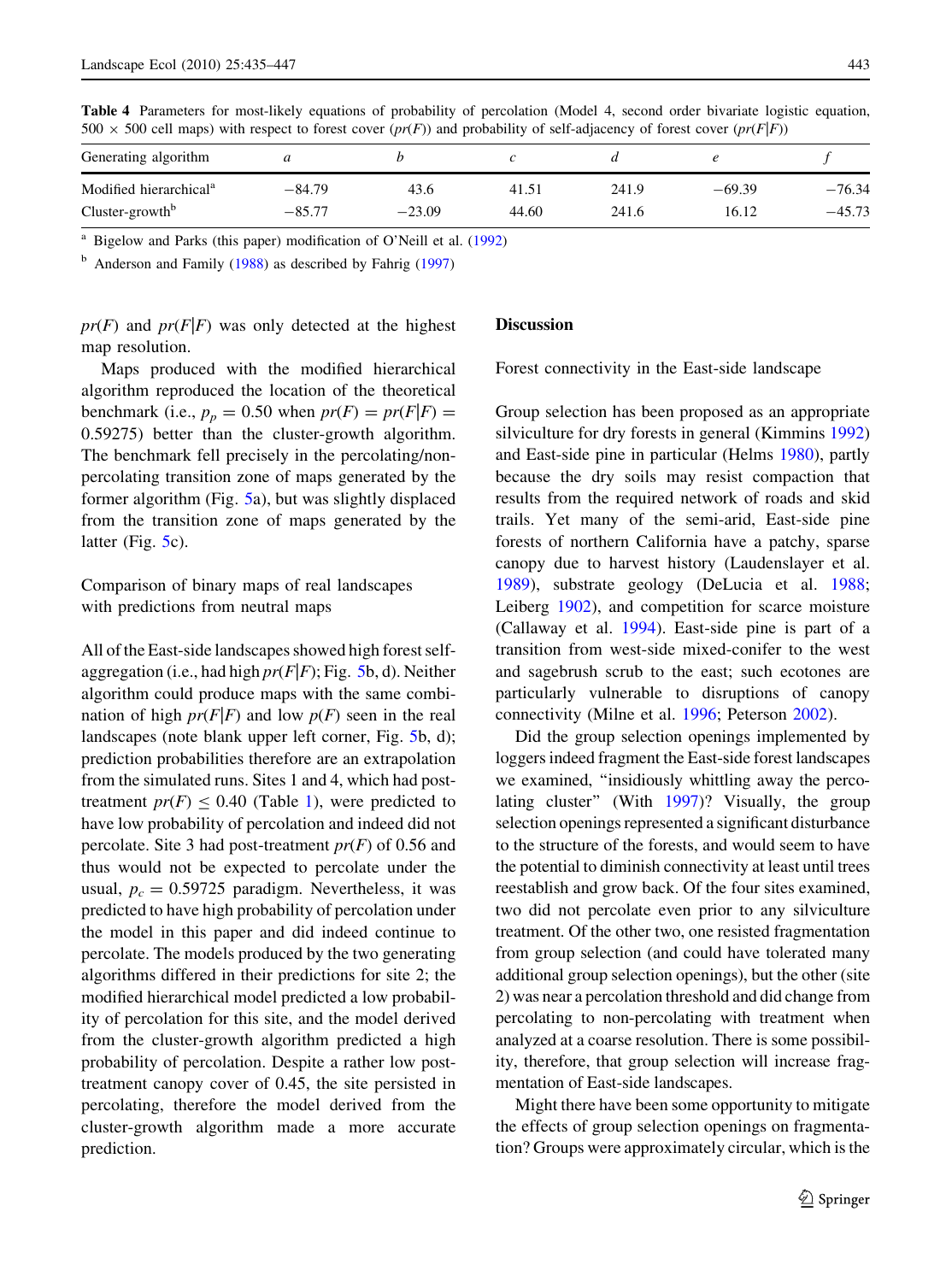**Table 4** Parameters for most-likely equations of probability of percolation (Model 4, second order bivariate logistic equation, 500 × 500 cell maps) with respect to forest cover ($pr(F)$) and probability of self-adjacency of forest cover ($pr(F|F)$)

| Generating algorithm | $a$ | $b$ | $c$ | $d$ | $e$ | $f$ |
|---|---|---|---|---|---|---|
| Modified hierarchical[a] | −84.79 | 43.6 | 41.51 | 241.9 | −69.39 | −76.34 |
| Cluster-growth[b] | −85.77 | −23.09 | 44.60 | 241.6 | 16.12 | −45.73 |

[a] Bigelow and Parks (this paper) modification of O'Neill et al. (1992)

[b] Anderson and Family (1988) as described by Fahrig (1997)

$pr(F)$ and $pr(F|F)$ was only detected at the highest map resolution.

Maps produced with the modified hierarchical algorithm reproduced the location of the theoretical benchmark (i.e., $p_p = 0.50$ when $pr(F) = pr(F|F) = 0.59275$) better than the cluster-growth algorithm. The benchmark fell precisely in the percolating/non-percolating transition zone of maps generated by the former algorithm (Fig. 5a), but was slightly displaced from the transition zone of maps generated by the latter (Fig. 5c).

### Comparison of binary maps of real landscapes with predictions from neutral maps

All of the East-side landscapes showed high forest self-aggregation (i.e., had high $pr(F|F)$; Fig. 5b, d). Neither algorithm could produce maps with the same combination of high $pr(F|F)$ and low $p(F)$ seen in the real landscapes (note blank upper left corner, Fig. 5b, d); prediction probabilities therefore are an extrapolation from the simulated runs. Sites 1 and 4, which had post-treatment $pr(F) \leq 0.40$ (Table 1), were predicted to have low probability of percolation and indeed did not percolate. Site 3 had post-treatment $pr(F)$ of 0.56 and thus would not be expected to percolate under the usual, $p_c = 0.59725$ paradigm. Nevertheless, it was predicted to have high probability of percolation under the model in this paper and did indeed continue to percolate. The models produced by the two generating algorithms differed in their predictions for site 2; the modified hierarchical model predicted a low probability of percolation for this site, and the model derived from the cluster-growth algorithm predicted a high probability of percolation. Despite a rather low post-treatment canopy cover of 0.45, the site persisted in percolating, therefore the model derived from the cluster-growth algorithm made a more accurate prediction.

## Discussion

### Forest connectivity in the East-side landscape

Group selection has been proposed as an appropriate silviculture for dry forests in general (Kimmins 1992) and East-side pine in particular (Helms 1980), partly because the dry soils may resist compaction that results from the required network of roads and skid trails. Yet many of the semi-arid, East-side pine forests of northern California have a patchy, sparse canopy due to harvest history (Laudenslayer et al. 1989), substrate geology (DeLucia et al. 1988; Leiberg 1902), and competition for scarce moisture (Callaway et al. 1994). East-side pine is part of a transition from west-side mixed-conifer to the west and sagebrush scrub to the east; such ecotones are particularly vulnerable to disruptions of canopy connectivity (Milne et al. 1996; Peterson 2002).

Did the group selection openings implemented by loggers indeed fragment the East-side forest landscapes we examined, "insidiously whittling away the percolating cluster" (With 1997)? Visually, the group selection openings represented a significant disturbance to the structure of the forests, and would seem to have the potential to diminish connectivity at least until trees reestablish and grow back. Of the four sites examined, two did not percolate even prior to any silviculture treatment. Of the other two, one resisted fragmentation from group selection (and could have tolerated many additional group selection openings), but the other (site 2) was near a percolation threshold and did change from percolating to non-percolating with treatment when analyzed at a coarse resolution. There is some possibility, therefore, that group selection will increase fragmentation of East-side landscapes.

Might there have been some opportunity to mitigate the effects of group selection openings on fragmentation? Groups were approximately circular, which is the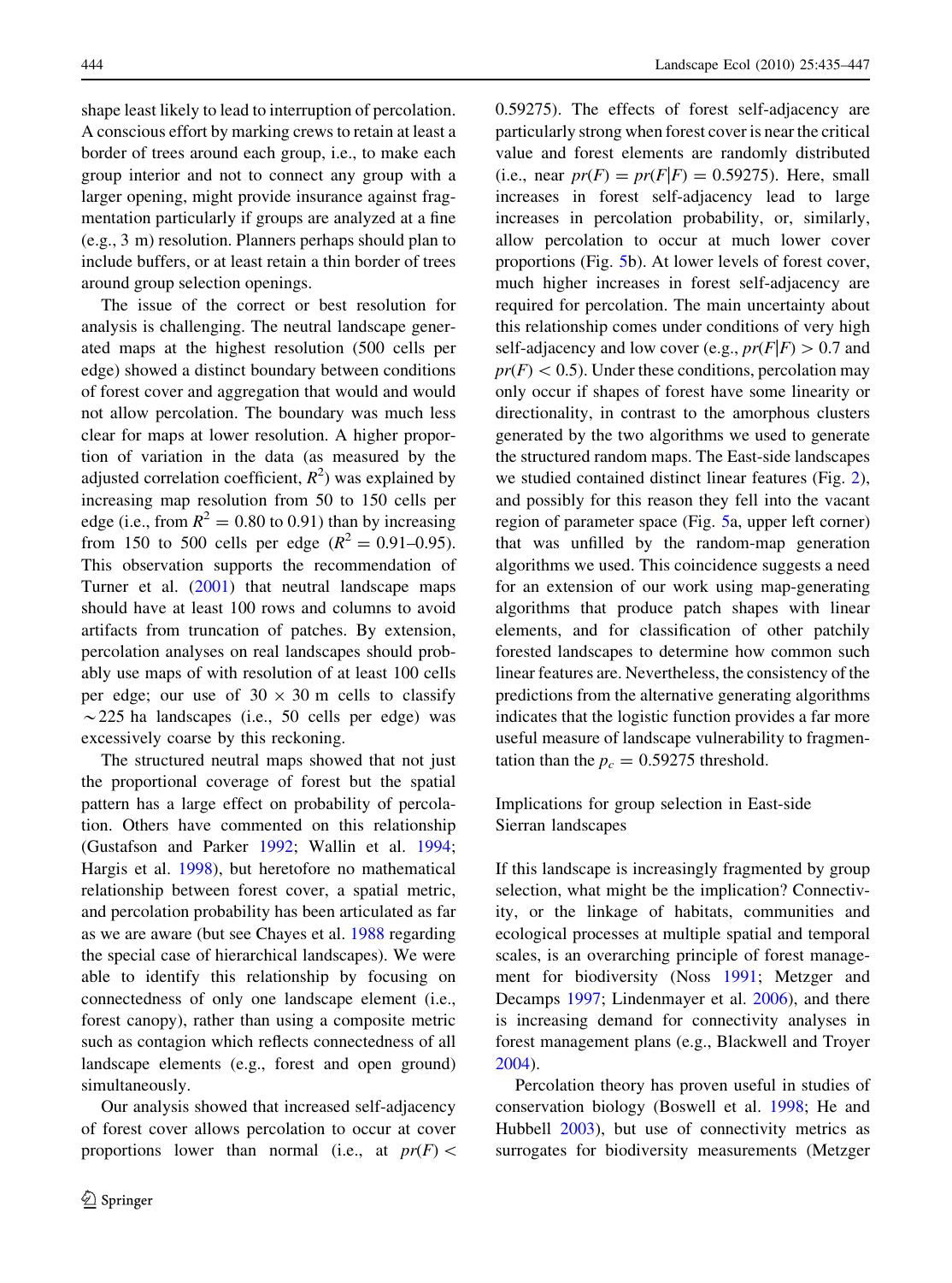shape least likely to lead to interruption of percolation. A conscious effort by marking crews to retain at least a border of trees around each group, i.e., to make each group interior and not to connect any group with a larger opening, might provide insurance against fragmentation particularly if groups are analyzed at a fine (e.g., 3 m) resolution. Planners perhaps should plan to include buffers, or at least retain a thin border of trees around group selection openings.

The issue of the correct or best resolution for analysis is challenging. The neutral landscape generated maps at the highest resolution (500 cells per edge) showed a distinct boundary between conditions of forest cover and aggregation that would and would not allow percolation. The boundary was much less clear for maps at lower resolution. A higher proportion of variation in the data (as measured by the adjusted correlation coefficient, $R^2$) was explained by increasing map resolution from 50 to 150 cells per edge (i.e., from $R^2 = 0.80$ to 0.91) than by increasing from 150 to 500 cells per edge ($R^2 = 0.91$–0.95). This observation supports the recommendation of Turner et al. (2001) that neutral landscape maps should have at least 100 rows and columns to avoid artifacts from truncation of patches. By extension, percolation analyses on real landscapes should probably use maps of with resolution of at least 100 cells per edge; our use of $30 \times 30$ m cells to classify $\sim$225 ha landscapes (i.e., 50 cells per edge) was excessively coarse by this reckoning.

The structured neutral maps showed that not just the proportional coverage of forest but the spatial pattern has a large effect on probability of percolation. Others have commented on this relationship (Gustafson and Parker 1992; Wallin et al. 1994; Hargis et al. 1998), but heretofore no mathematical relationship between forest cover, a spatial metric, and percolation probability has been articulated as far as we are aware (but see Chayes et al. 1988 regarding the special case of hierarchical landscapes). We were able to identify this relationship by focusing on connectedness of only one landscape element (i.e., forest canopy), rather than using a composite metric such as contagion which reflects connectedness of all landscape elements (e.g., forest and open ground) simultaneously.

Our analysis showed that increased self-adjacency of forest cover allows percolation to occur at cover proportions lower than normal (i.e., at $pr(F) <$ 0.59275). The effects of forest self-adjacency are particularly strong when forest cover is near the critical value and forest elements are randomly distributed (i.e., near $pr(F) = pr(F|F) = 0.59275$). Here, small increases in forest self-adjacency lead to large increases in percolation probability, or, similarly, allow percolation to occur at much lower cover proportions (Fig. 5b). At lower levels of forest cover, much higher increases in forest self-adjacency are required for percolation. The main uncertainty about this relationship comes under conditions of very high self-adjacency and low cover (e.g., $pr(F|F) > 0.7$ and $pr(F) < 0.5$). Under these conditions, percolation may only occur if shapes of forest have some linearity or directionality, in contrast to the amorphous clusters generated by the two algorithms we used to generate the structured random maps. The East-side landscapes we studied contained distinct linear features (Fig. 2), and possibly for this reason they fell into the vacant region of parameter space (Fig. 5a, upper left corner) that was unfilled by the random-map generation algorithms we used. This coincidence suggests a need for an extension of our work using map-generating algorithms that produce patch shapes with linear elements, and for classification of other patchily forested landscapes to determine how common such linear features are. Nevertheless, the consistency of the predictions from the alternative generating algorithms indicates that the logistic function provides a far more useful measure of landscape vulnerability to fragmentation than the $p_c = 0.59275$ threshold.

## Implications for group selection in East-side Sierran landscapes

If this landscape is increasingly fragmented by group selection, what might be the implication? Connectivity, or the linkage of habitats, communities and ecological processes at multiple spatial and temporal scales, is an overarching principle of forest management for biodiversity (Noss 1991; Metzger and Decamps 1997; Lindenmayer et al. 2006), and there is increasing demand for connectivity analyses in forest management plans (e.g., Blackwell and Troyer 2004).

Percolation theory has proven useful in studies of conservation biology (Boswell et al. 1998; He and Hubbell 2003), but use of connectivity metrics as surrogates for biodiversity measurements (Metzger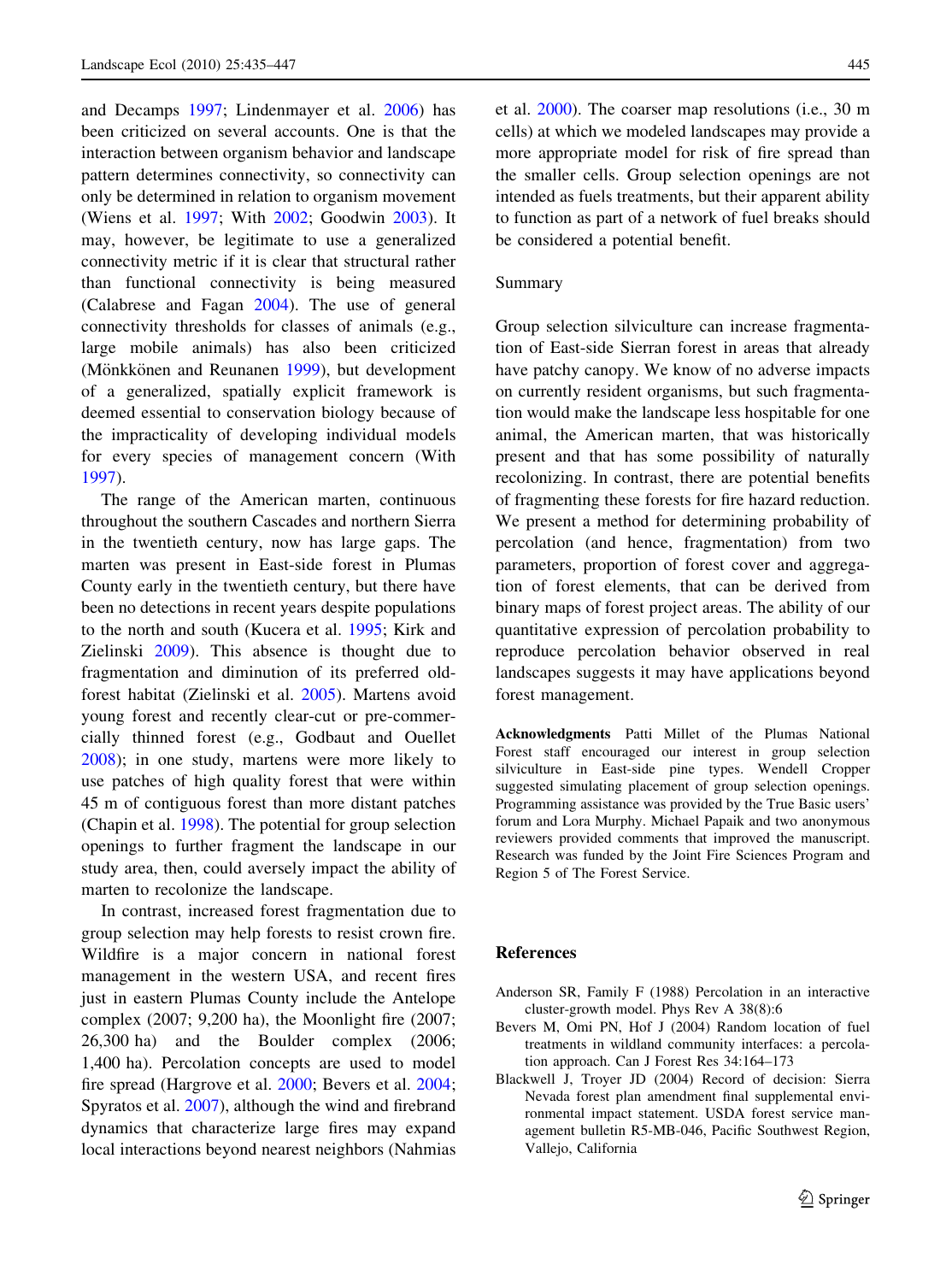and Decamps 1997; Lindenmayer et al. 2006) has been criticized on several accounts. One is that the interaction between organism behavior and landscape pattern determines connectivity, so connectivity can only be determined in relation to organism movement (Wiens et al. 1997; With 2002; Goodwin 2003). It may, however, be legitimate to use a generalized connectivity metric if it is clear that structural rather than functional connectivity is being measured (Calabrese and Fagan 2004). The use of general connectivity thresholds for classes of animals (e.g., large mobile animals) has also been criticized (Mönkkönen and Reunanen 1999), but development of a generalized, spatially explicit framework is deemed essential to conservation biology because of the impracticality of developing individual models for every species of management concern (With 1997).

The range of the American marten, continuous throughout the southern Cascades and northern Sierra in the twentieth century, now has large gaps. The marten was present in East-side forest in Plumas County early in the twentieth century, but there have been no detections in recent years despite populations to the north and south (Kucera et al. 1995; Kirk and Zielinski 2009). This absence is thought due to fragmentation and diminution of its preferred old-forest habitat (Zielinski et al. 2005). Martens avoid young forest and recently clear-cut or pre-commercially thinned forest (e.g., Godbaut and Ouellet 2008); in one study, martens were more likely to use patches of high quality forest that were within 45 m of contiguous forest than more distant patches (Chapin et al. 1998). The potential for group selection openings to further fragment the landscape in our study area, then, could aversely impact the ability of marten to recolonize the landscape.

In contrast, increased forest fragmentation due to group selection may help forests to resist crown fire. Wildfire is a major concern in national forest management in the western USA, and recent fires just in eastern Plumas County include the Antelope complex (2007; 9,200 ha), the Moonlight fire (2007; 26,300 ha) and the Boulder complex (2006; 1,400 ha). Percolation concepts are used to model fire spread (Hargrove et al. 2000; Bevers et al. 2004; Spyratos et al. 2007), although the wind and firebrand dynamics that characterize large fires may expand local interactions beyond nearest neighbors (Nahmias et al. 2000). The coarser map resolutions (i.e., 30 m cells) at which we modeled landscapes may provide a more appropriate model for risk of fire spread than the smaller cells. Group selection openings are not intended as fuels treatments, but their apparent ability to function as part of a network of fuel breaks should be considered a potential benefit.

## Summary

Group selection silviculture can increase fragmentation of East-side Sierran forest in areas that already have patchy canopy. We know of no adverse impacts on currently resident organisms, but such fragmentation would make the landscape less hospitable for one animal, the American marten, that was historically present and that has some possibility of naturally recolonizing. In contrast, there are potential benefits of fragmenting these forests for fire hazard reduction. We present a method for determining probability of percolation (and hence, fragmentation) from two parameters, proportion of forest cover and aggregation of forest elements, that can be derived from binary maps of forest project areas. The ability of our quantitative expression of percolation probability to reproduce percolation behavior observed in real landscapes suggests it may have applications beyond forest management.

**Acknowledgments** Patti Millet of the Plumas National Forest staff encouraged our interest in group selection silviculture in East-side pine types. Wendell Cropper suggested simulating placement of group selection openings. Programming assistance was provided by the True Basic users' forum and Lora Murphy. Michael Papaik and two anonymous reviewers provided comments that improved the manuscript. Research was funded by the Joint Fire Sciences Program and Region 5 of The Forest Service.

## References

Anderson SR, Family F (1988) Percolation in an interactive cluster-growth model. Phys Rev A 38(8):6

Bevers M, Omi PN, Hof J (2004) Random location of fuel treatments in wildland community interfaces: a percolation approach. Can J Forest Res 34:164–173

Blackwell J, Troyer JD (2004) Record of decision: Sierra Nevada forest plan amendment final supplemental environmental impact statement. USDA forest service management bulletin R5-MB-046, Pacific Southwest Region, Vallejo, California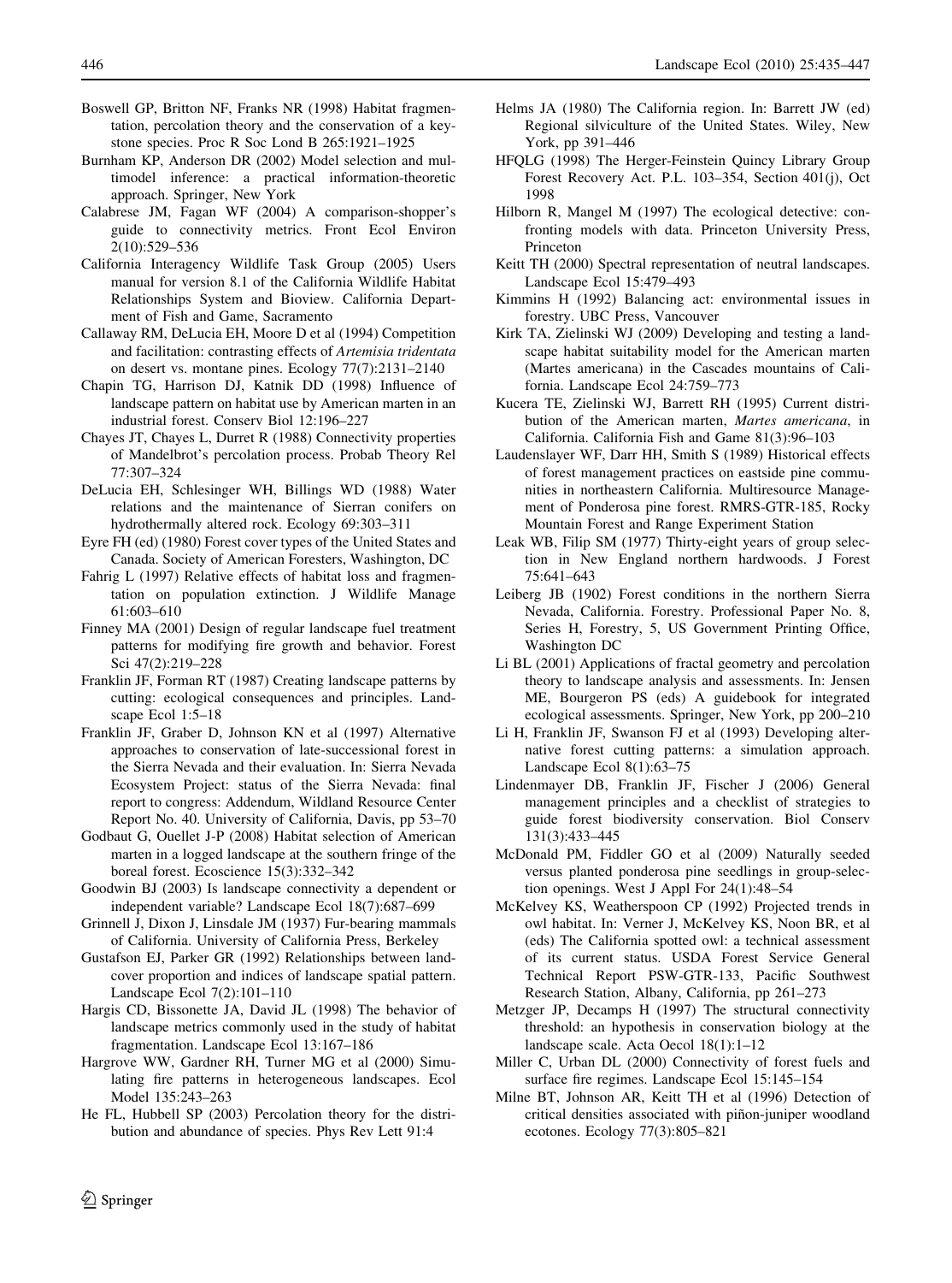Boswell GP, Britton NF, Franks NR (1998) Habitat fragmentation, percolation theory and the conservation of a keystone species. Proc R Soc Lond B 265:1921–1925

Burnham KP, Anderson DR (2002) Model selection and multimodel inference: a practical information-theoretic approach. Springer, New York

Calabrese JM, Fagan WF (2004) A comparison-shopper's guide to connectivity metrics. Front Ecol Environ 2(10):529–536

California Interagency Wildlife Task Group (2005) Users manual for version 8.1 of the California Wildlife Habitat Relationships System and Bioview. California Department of Fish and Game, Sacramento

Callaway RM, DeLucia EH, Moore D et al (1994) Competition and facilitation: contrasting effects of *Artemisia tridentata* on desert vs. montane pines. Ecology 77(7):2131–2140

Chapin TG, Harrison DJ, Katnik DD (1998) Influence of landscape pattern on habitat use by American marten in an industrial forest. Conserv Biol 12:196–227

Chayes JT, Chayes L, Durret R (1988) Connectivity properties of Mandelbrot's percolation process. Probab Theory Rel 77:307–324

DeLucia EH, Schlesinger WH, Billings WD (1988) Water relations and the maintenance of Sierran conifers on hydrothermally altered rock. Ecology 69:303–311

Eyre FH (ed) (1980) Forest cover types of the United States and Canada. Society of American Foresters, Washington, DC

Fahrig L (1997) Relative effects of habitat loss and fragmentation on population extinction. J Wildlife Manage 61:603–610

Finney MA (2001) Design of regular landscape fuel treatment patterns for modifying fire growth and behavior. Forest Sci 47(2):219–228

Franklin JF, Forman RT (1987) Creating landscape patterns by cutting: ecological consequences and principles. Landscape Ecol 1:5–18

Franklin JF, Graber D, Johnson KN et al (1997) Alternative approaches to conservation of late-successional forest in the Sierra Nevada and their evaluation. In: Sierra Nevada Ecosystem Project: status of the Sierra Nevada: final report to congress: Addendum, Wildland Resource Center Report No. 40. University of California, Davis, pp 53–70

Godbaut G, Ouellet J-P (2008) Habitat selection of American marten in a logged landscape at the southern fringe of the boreal forest. Ecoscience 15(3):332–342

Goodwin BJ (2003) Is landscape connectivity a dependent or independent variable? Landscape Ecol 18(7):687–699

Grinnell J, Dixon J, Linsdale JM (1937) Fur-bearing mammals of California. University of California Press, Berkeley

Gustafson EJ, Parker GR (1992) Relationships between landcover proportion and indices of landscape spatial pattern. Landscape Ecol 7(2):101–110

Hargis CD, Bissonette JA, David JL (1998) The behavior of landscape metrics commonly used in the study of habitat fragmentation. Landscape Ecol 13:167–186

Hargrove WW, Gardner RH, Turner MG et al (2000) Simulating fire patterns in heterogeneous landscapes. Ecol Model 135:243–263

He FL, Hubbell SP (2003) Percolation theory for the distribution and abundance of species. Phys Rev Lett 91:4

Helms JA (1980) The California region. In: Barrett JW (ed) Regional silviculture of the United States. Wiley, New York, pp 391–446

HFQLG (1998) The Herger-Feinstein Quincy Library Group Forest Recovery Act. P.L. 103–354, Section 401(j), Oct 1998

Hilborn R, Mangel M (1997) The ecological detective: confronting models with data. Princeton University Press, Princeton

Keitt TH (2000) Spectral representation of neutral landscapes. Landscape Ecol 15:479–493

Kimmins H (1992) Balancing act: environmental issues in forestry. UBC Press, Vancouver

Kirk TA, Zielinski WJ (2009) Developing and testing a landscape habitat suitability model for the American marten (Martes americana) in the Cascades mountains of California. Landscape Ecol 24:759–773

Kucera TE, Zielinski WJ, Barrett RH (1995) Current distribution of the American marten, *Martes americana*, in California. California Fish and Game 81(3):96–103

Laudenslayer WF, Darr HH, Smith S (1989) Historical effects of forest management practices on eastside pine communities in northeastern California. Multiresource Management of Ponderosa pine forest. RMRS-GTR-185, Rocky Mountain Forest and Range Experiment Station

Leak WB, Filip SM (1977) Thirty-eight years of group selection in New England northern hardwoods. J Forest 75:641–643

Leiberg JB (1902) Forest conditions in the northern Sierra Nevada, California. Forestry. Professional Paper No. 8, Series H, Forestry, 5, US Government Printing Office, Washington DC

Li BL (2001) Applications of fractal geometry and percolation theory to landscape analysis and assessments. In: Jensen ME, Bourgeron PS (eds) A guidebook for integrated ecological assessments. Springer, New York, pp 200–210

Li H, Franklin JF, Swanson FJ et al (1993) Developing alternative forest cutting patterns: a simulation approach. Landscape Ecol 8(1):63–75

Lindenmayer DB, Franklin JF, Fischer J (2006) General management principles and a checklist of strategies to guide forest biodiversity conservation. Biol Conserv 131(3):433–445

McDonald PM, Fiddler GO et al (2009) Naturally seeded versus planted ponderosa pine seedlings in group-selection openings. West J Appl For 24(1):48–54

McKelvey KS, Weatherspoon CP (1992) Projected trends in owl habitat. In: Verner J, McKelvey KS, Noon BR, et al (eds) The California spotted owl: a technical assessment of its current status. USDA Forest Service General Technical Report PSW-GTR-133, Pacific Southwest Research Station, Albany, California, pp 261–273

Metzger JP, Decamps H (1997) The structural connectivity threshold: an hypothesis in conservation biology at the landscape scale. Acta Oecol 18(1):1–12

Miller C, Urban DL (2000) Connectivity of forest fuels and surface fire regimes. Landscape Ecol 15:145–154

Milne BT, Johnson AR, Keitt TH et al (1996) Detection of critical densities associated with piñon-juniper woodland ecotones. Ecology 77(3):805–821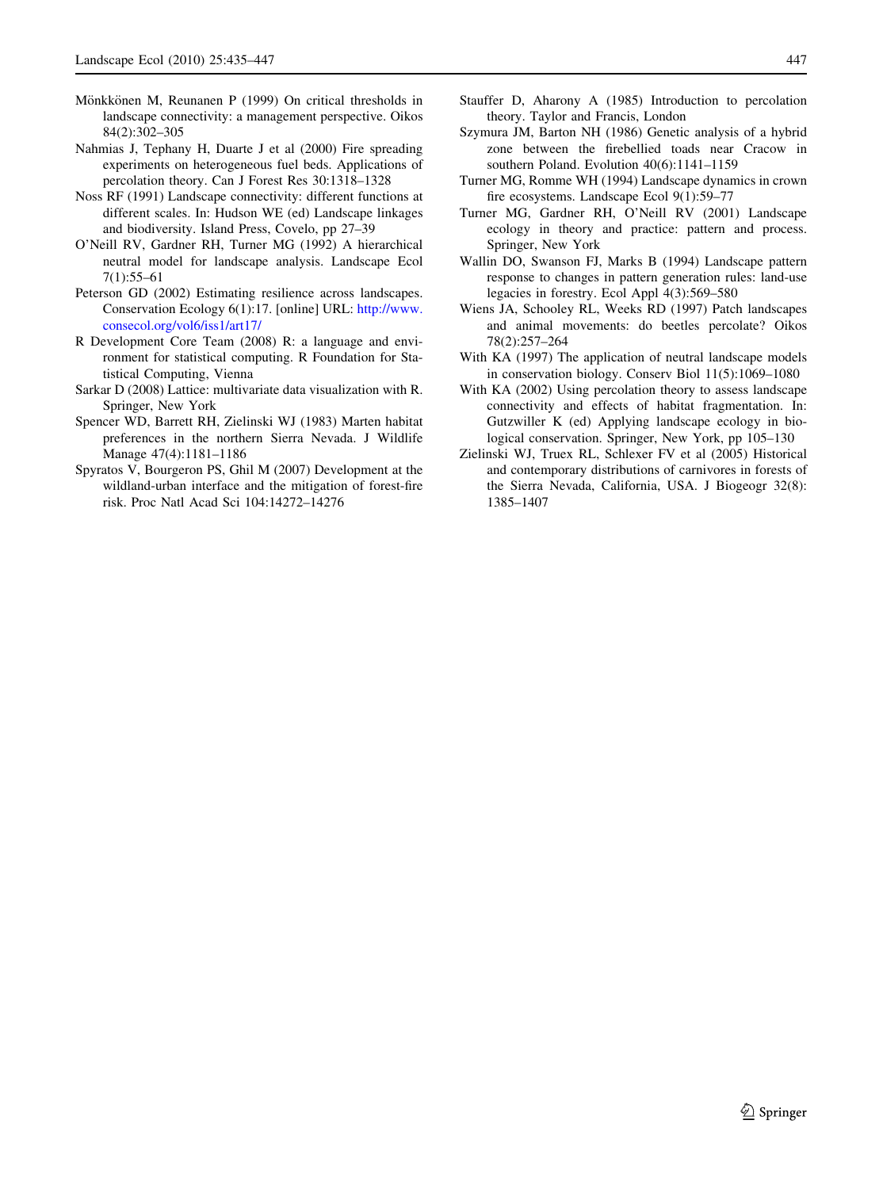Mönkkönen M, Reunanen P (1999) On critical thresholds in landscape connectivity: a management perspective. Oikos 84(2):302–305

Nahmias J, Tephany H, Duarte J et al (2000) Fire spreading experiments on heterogeneous fuel beds. Applications of percolation theory. Can J Forest Res 30:1318–1328

Noss RF (1991) Landscape connectivity: different functions at different scales. In: Hudson WE (ed) Landscape linkages and biodiversity. Island Press, Covelo, pp 27–39

O'Neill RV, Gardner RH, Turner MG (1992) A hierarchical neutral model for landscape analysis. Landscape Ecol 7(1):55–61

Peterson GD (2002) Estimating resilience across landscapes. Conservation Ecology 6(1):17. [online] URL: http://www.consecol.org/vol6/iss1/art17/

R Development Core Team (2008) R: a language and environment for statistical computing. R Foundation for Statistical Computing, Vienna

Sarkar D (2008) Lattice: multivariate data visualization with R. Springer, New York

Spencer WD, Barrett RH, Zielinski WJ (1983) Marten habitat preferences in the northern Sierra Nevada. J Wildlife Manage 47(4):1181–1186

Spyratos V, Bourgeron PS, Ghil M (2007) Development at the wildland-urban interface and the mitigation of forest-fire risk. Proc Natl Acad Sci 104:14272–14276

Stauffer D, Aharony A (1985) Introduction to percolation theory. Taylor and Francis, London

Szymura JM, Barton NH (1986) Genetic analysis of a hybrid zone between the firebellied toads near Cracow in southern Poland. Evolution 40(6):1141–1159

Turner MG, Romme WH (1994) Landscape dynamics in crown fire ecosystems. Landscape Ecol 9(1):59–77

Turner MG, Gardner RH, O'Neill RV (2001) Landscape ecology in theory and practice: pattern and process. Springer, New York

Wallin DO, Swanson FJ, Marks B (1994) Landscape pattern response to changes in pattern generation rules: land-use legacies in forestry. Ecol Appl 4(3):569–580

Wiens JA, Schooley RL, Weeks RD (1997) Patch landscapes and animal movements: do beetles percolate? Oikos 78(2):257–264

With KA (1997) The application of neutral landscape models in conservation biology. Conserv Biol 11(5):1069–1080

With KA (2002) Using percolation theory to assess landscape connectivity and effects of habitat fragmentation. In: Gutzwiller K (ed) Applying landscape ecology in biological conservation. Springer, New York, pp 105–130

Zielinski WJ, Truex RL, Schlexer FV et al (2005) Historical and contemporary distributions of carnivores in forests of the Sierra Nevada, California, USA. J Biogeogr 32(8):1385–1407